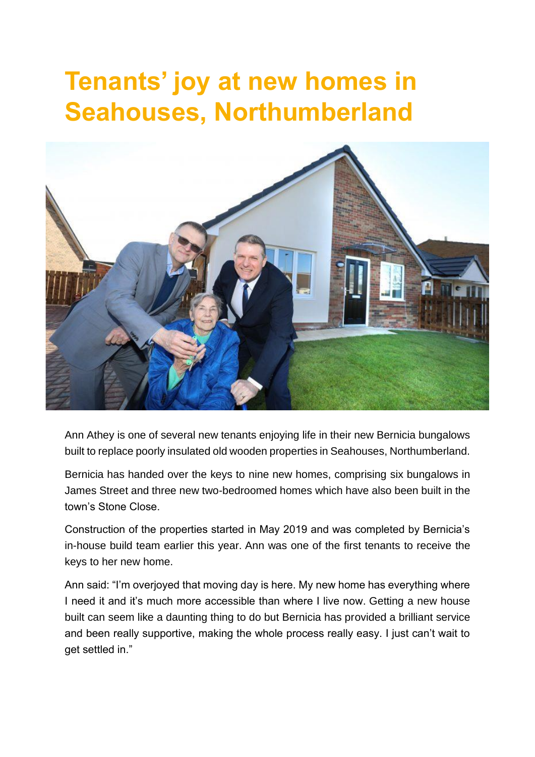# Tenants' joy at new homes in Seahouses, Northumberland

Ann Athey is one of several new tenants enjoying life in their new Bernicia bungalows built to replace poorly insulated old wooden properties in Seahouses, Northumberland.

Bernicia has handed over the keys to nine new homes, comprising six bungalows in James Street and three new two-bedroomed homes which have also been built in the town's Stone Close.

Construction of the properties started in May 2019 and was completed by Bernicia's in-house build team earlier this year. Ann was one of the first tenants to receive the keys to her new home.

Ann said: "I'm overjoyed that moving day is here. My new home has everything where I need it and it's much more accessible than where I live now. Getting a new house built can seem like a daunting thing to do but Bernicia has provided a brilliant service and been really supportive, making the whole process really easy. I just can't wait to get settled in."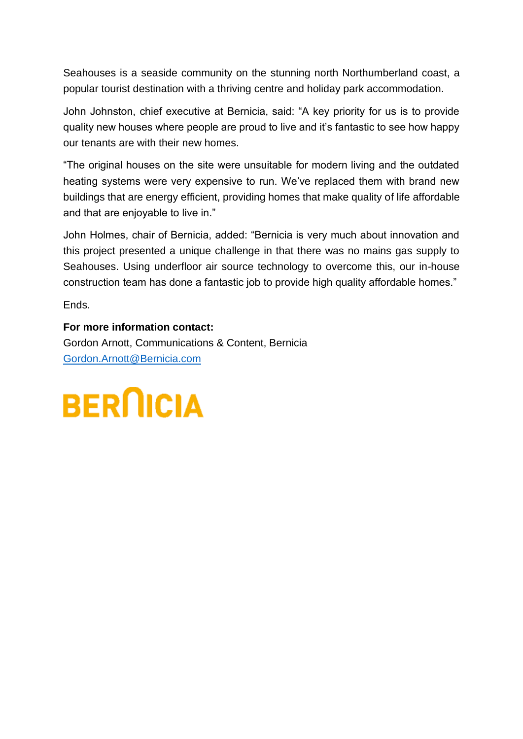Seahouses is a seaside community on the stunning north Northumberland coast, a popular tourist destination with a thriving centre and holiday park accommodation.

John Johnston, chief executive at Bernicia, said: "A key priority for us is to provide quality new houses where people are proud to live and it's fantastic to see how happy our tenants are with their new homes.

"The original houses on the site were unsuitable for modern living and the outdated heating systems were very expensive to run. We've replaced them with brand new buildings that are energy efficient, providing homes that make quality of life affordable and that are enjoyable to live in."

John Holmes, chair of Bernicia, added: "Bernicia is very much about innovation and this project presented a unique challenge in that there was no mains gas supply to Seahouses. Using underfloor air source technology to overcome this, our in-house construction team has done a fantastic job to provide high quality affordable homes."

Ends.

**For more information contact:**
Gordon Arnott, Communications & Content, Bernicia
Gordon.Arnott@Bernicia.com

BERNICIA